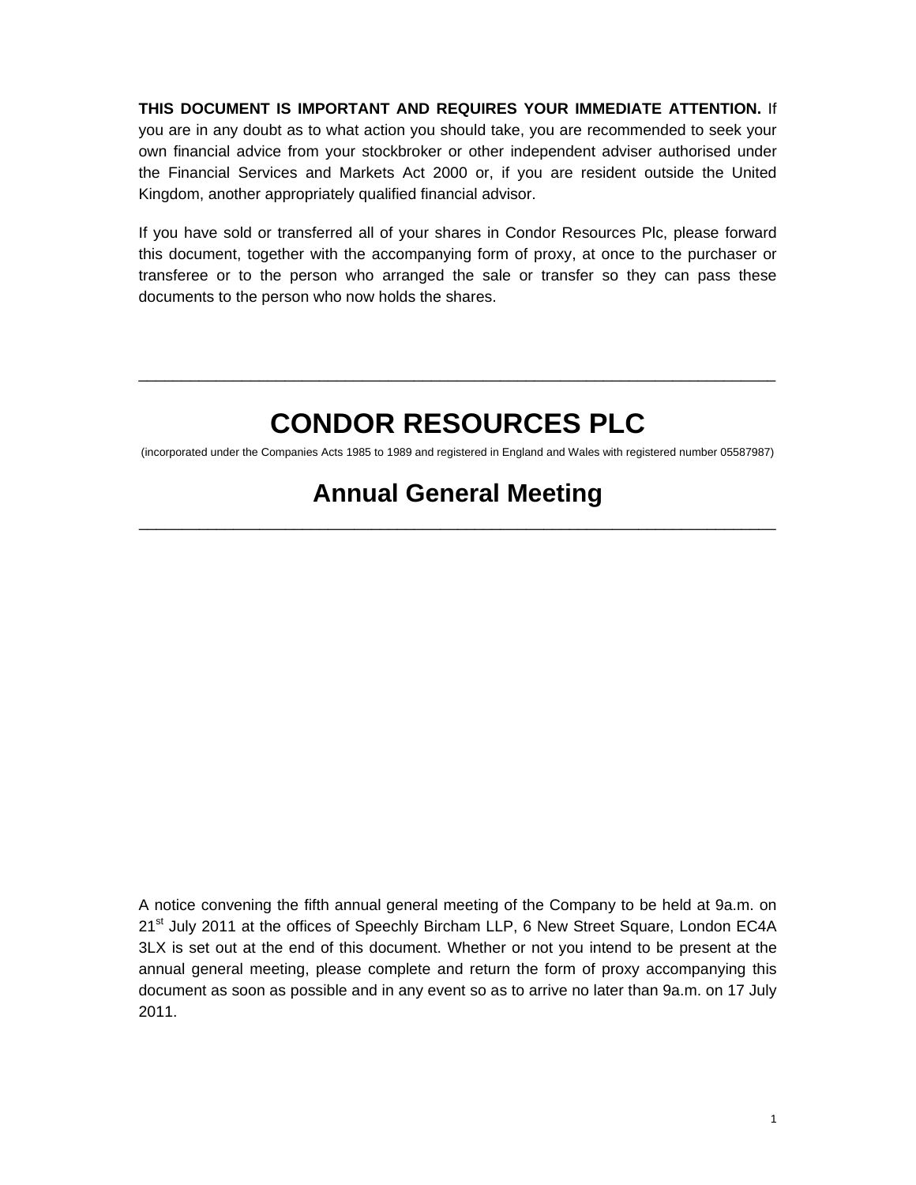**THIS DOCUMENT IS IMPORTANT AND REQUIRES YOUR IMMEDIATE ATTENTION.** If you are in any doubt as to what action you should take, you are recommended to seek your own financial advice from your stockbroker or other independent adviser authorised under the Financial Services and Markets Act 2000 or, if you are resident outside the United Kingdom, another appropriately qualified financial advisor.

If you have sold or transferred all of your shares in Condor Resources Plc, please forward this document, together with the accompanying form of proxy, at once to the purchaser or transferee or to the person who arranged the sale or transfer so they can pass these documents to the person who now holds the shares.

---

# CONDOR RESOURCES PLC

(incorporated under the Companies Acts 1985 to 1989 and registered in England and Wales with registered number 05587987)

## Annual General Meeting

---

A notice convening the fifth annual general meeting of the Company to be held at 9a.m. on 21st July 2011 at the offices of Speechly Bircham LLP, 6 New Street Square, London EC4A 3LX is set out at the end of this document. Whether or not you intend to be present at the annual general meeting, please complete and return the form of proxy accompanying this document as soon as possible and in any event so as to arrive no later than 9a.m. on 17 July 2011.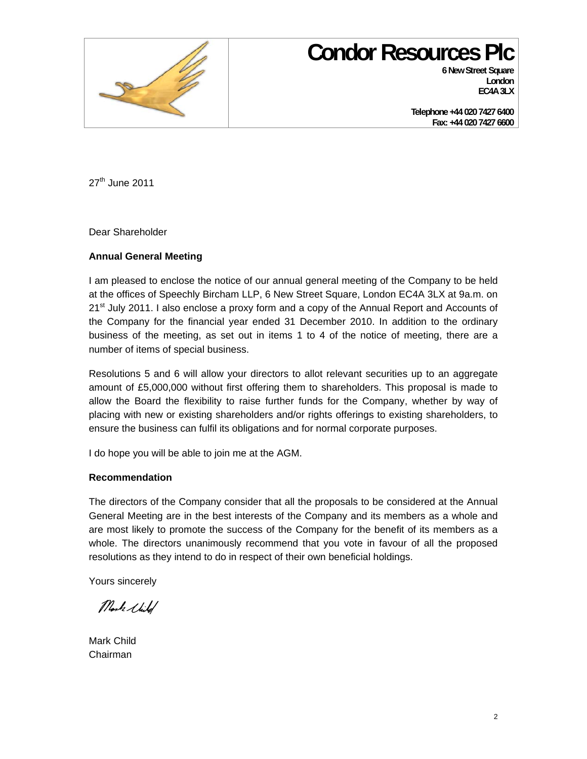# Condor Resources Plc

**6 New Street Square**
**London**
**EC4A 3LX**

**Telephone +44 020 7427 6400**
**Fax: +44 020 7427 6600**

27th June 2011

Dear Shareholder

**Annual General Meeting**

I am pleased to enclose the notice of our annual general meeting of the Company to be held at the offices of Speechly Bircham LLP, 6 New Street Square, London EC4A 3LX at 9a.m. on 21st July 2011. I also enclose a proxy form and a copy of the Annual Report and Accounts of the Company for the financial year ended 31 December 2010. In addition to the ordinary business of the meeting, as set out in items 1 to 4 of the notice of meeting, there are a number of items of special business.

Resolutions 5 and 6 will allow your directors to allot relevant securities up to an aggregate amount of £5,000,000 without first offering them to shareholders. This proposal is made to allow the Board the flexibility to raise further funds for the Company, whether by way of placing with new or existing shareholders and/or rights offerings to existing shareholders, to ensure the business can fulfil its obligations and for normal corporate purposes.

I do hope you will be able to join me at the AGM.

**Recommendation**

The directors of the Company consider that all the proposals to be considered at the Annual General Meeting are in the best interests of the Company and its members as a whole and are most likely to promote the success of the Company for the benefit of its members as a whole. The directors unanimously recommend that you vote in favour of all the proposed resolutions as they intend to do in respect of their own beneficial holdings.

Yours sincerely

Mark Child

Mark Child
Chairman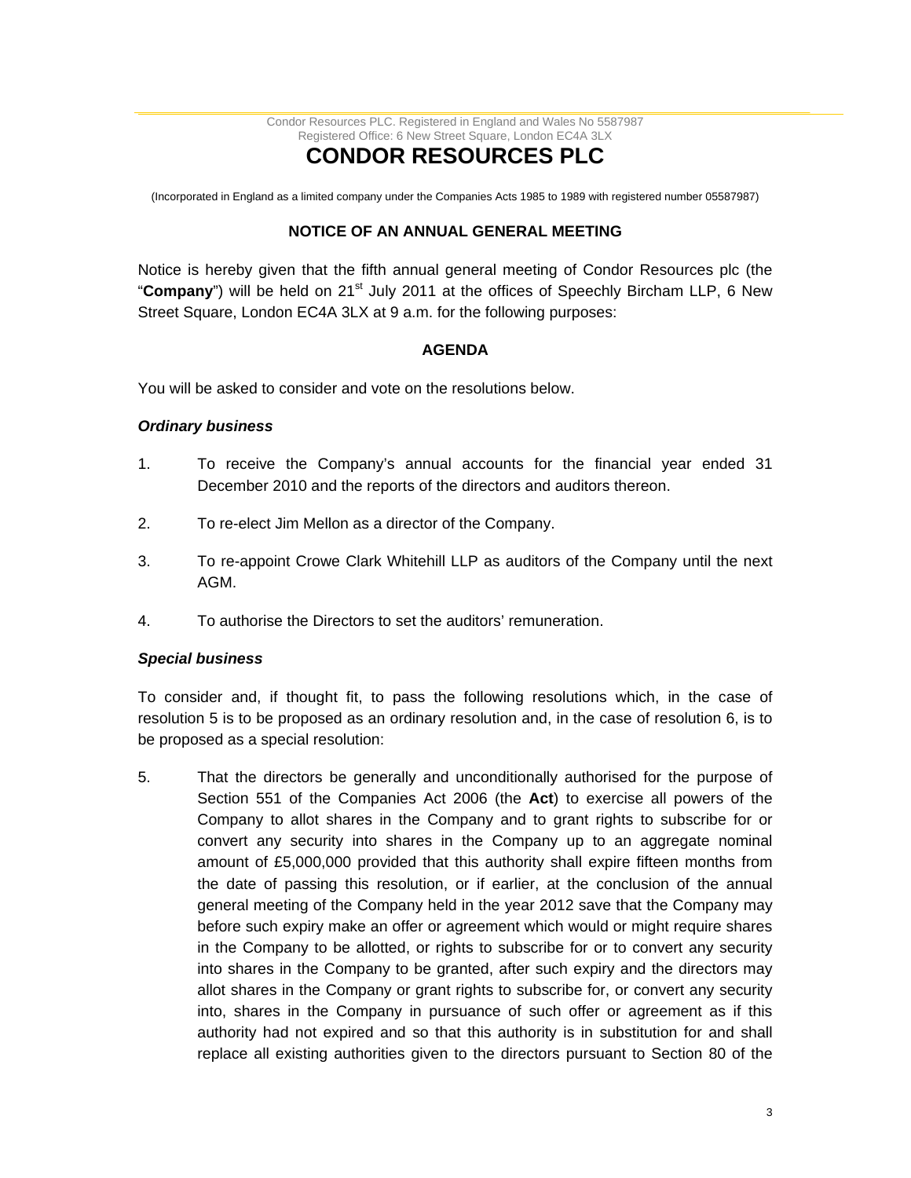Condor Resources PLC. Registered in England and Wales No 5587987
Registered Office: 6 New Street Square, London EC4A 3LX

# CONDOR RESOURCES PLC

(Incorporated in England as a limited company under the Companies Acts 1985 to 1989 with registered number 05587987)

## NOTICE OF AN ANNUAL GENERAL MEETING

Notice is hereby given that the fifth annual general meeting of Condor Resources plc (the "**Company**") will be held on 21st July 2011 at the offices of Speechly Bircham LLP, 6 New Street Square, London EC4A 3LX at 9 a.m. for the following purposes:

## AGENDA

You will be asked to consider and vote on the resolutions below.

***Ordinary business***

1. To receive the Company's annual accounts for the financial year ended 31 December 2010 and the reports of the directors and auditors thereon.

2. To re-elect Jim Mellon as a director of the Company.

3. To re-appoint Crowe Clark Whitehill LLP as auditors of the Company until the next AGM.

4. To authorise the Directors to set the auditors' remuneration.

***Special business***

To consider and, if thought fit, to pass the following resolutions which, in the case of resolution 5 is to be proposed as an ordinary resolution and, in the case of resolution 6, is to be proposed as a special resolution:

5. That the directors be generally and unconditionally authorised for the purpose of Section 551 of the Companies Act 2006 (the **Act**) to exercise all powers of the Company to allot shares in the Company and to grant rights to subscribe for or convert any security into shares in the Company up to an aggregate nominal amount of £5,000,000 provided that this authority shall expire fifteen months from the date of passing this resolution, or if earlier, at the conclusion of the annual general meeting of the Company held in the year 2012 save that the Company may before such expiry make an offer or agreement which would or might require shares in the Company to be allotted, or rights to subscribe for or to convert any security into shares in the Company to be granted, after such expiry and the directors may allot shares in the Company or grant rights to subscribe for, or convert any security into, shares in the Company in pursuance of such offer or agreement as if this authority had not expired and so that this authority is in substitution for and shall replace all existing authorities given to the directors pursuant to Section 80 of the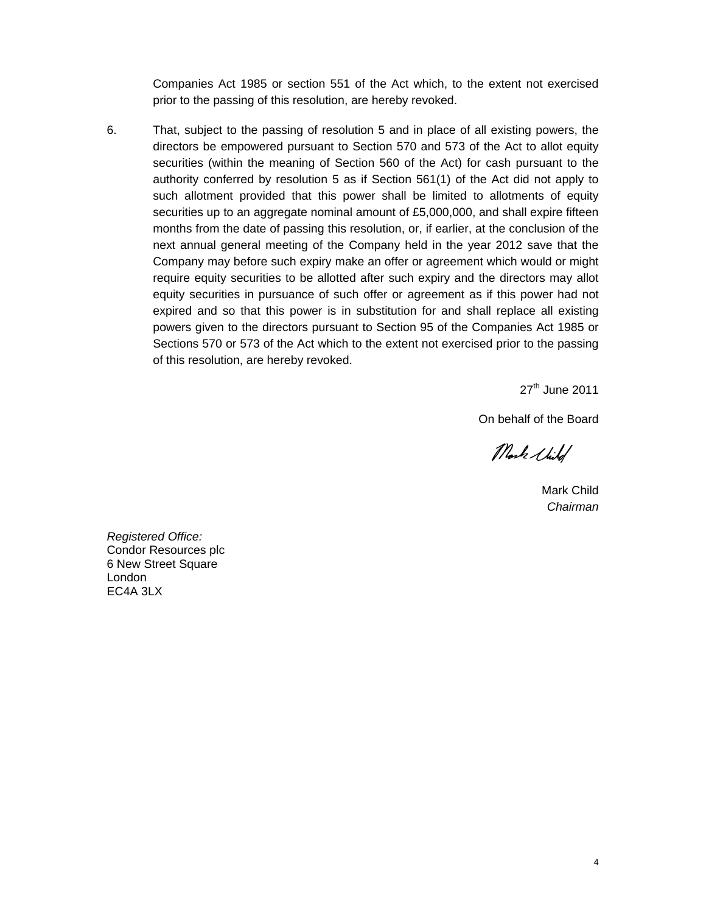Companies Act 1985 or section 551 of the Act which, to the extent not exercised prior to the passing of this resolution, are hereby revoked.

6. That, subject to the passing of resolution 5 and in place of all existing powers, the directors be empowered pursuant to Section 570 and 573 of the Act to allot equity securities (within the meaning of Section 560 of the Act) for cash pursuant to the authority conferred by resolution 5 as if Section 561(1) of the Act did not apply to such allotment provided that this power shall be limited to allotments of equity securities up to an aggregate nominal amount of £5,000,000, and shall expire fifteen months from the date of passing this resolution, or, if earlier, at the conclusion of the next annual general meeting of the Company held in the year 2012 save that the Company may before such expiry make an offer or agreement which would or might require equity securities to be allotted after such expiry and the directors may allot equity securities in pursuance of such offer or agreement as if this power had not expired and so that this power is in substitution for and shall replace all existing powers given to the directors pursuant to Section 95 of the Companies Act 1985 or Sections 570 or 573 of the Act which to the extent not exercised prior to the passing of this resolution, are hereby revoked.

27th June 2011

On behalf of the Board

Mark Child

Mark Child
*Chairman*

*Registered Office:*
Condor Resources plc
6 New Street Square
London
EC4A 3LX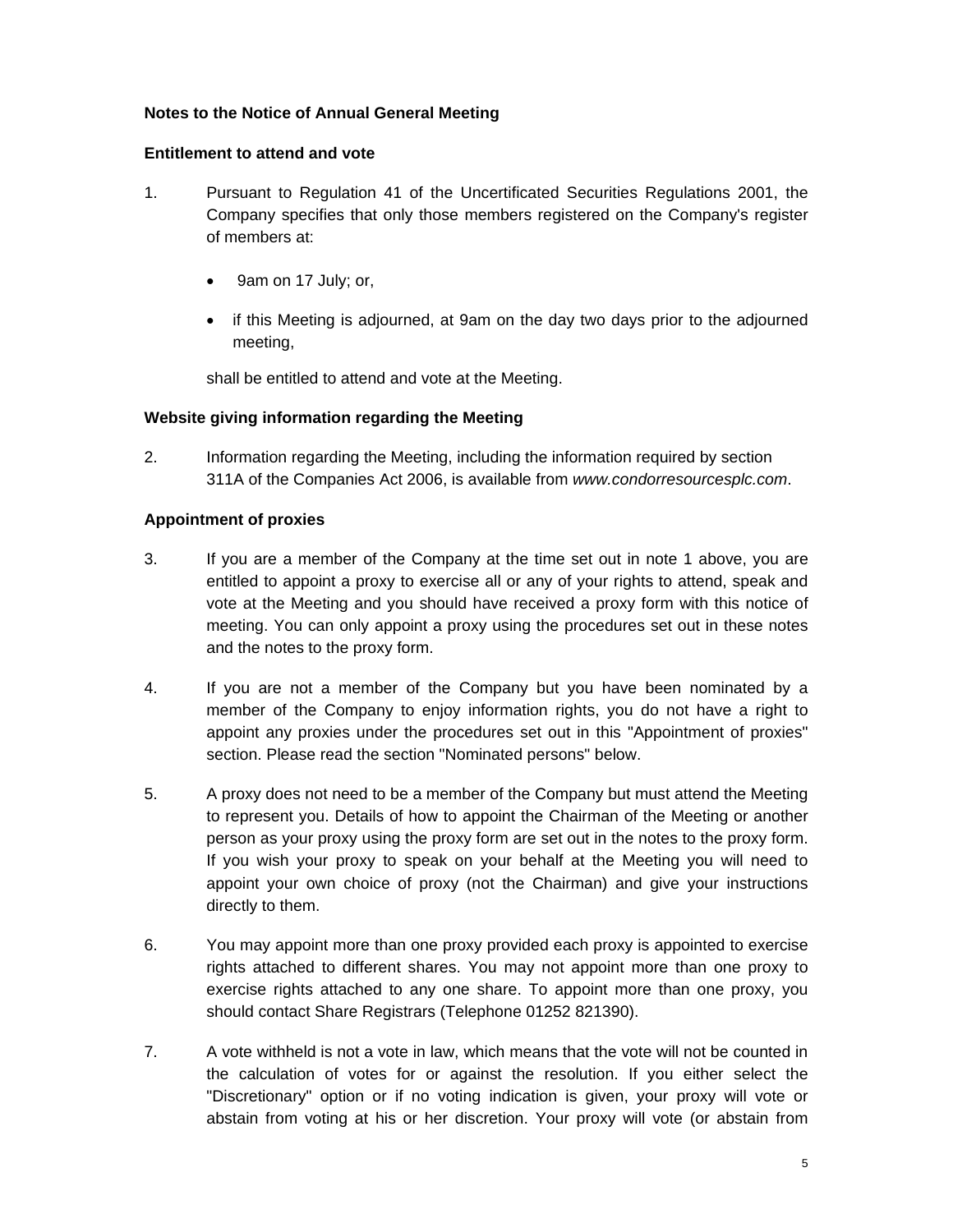**Notes to the Notice of Annual General Meeting**

**Entitlement to attend and vote**

1. Pursuant to Regulation 41 of the Uncertificated Securities Regulations 2001, the Company specifies that only those members registered on the Company's register of members at:

   - 9am on 17 July; or,
   - if this Meeting is adjourned, at 9am on the day two days prior to the adjourned meeting,

   shall be entitled to attend and vote at the Meeting.

**Website giving information regarding the Meeting**

2. Information regarding the Meeting, including the information required by section 311A of the Companies Act 2006, is available from *www.condorresourcesplc.com*.

**Appointment of proxies**

3. If you are a member of the Company at the time set out in note 1 above, you are entitled to appoint a proxy to exercise all or any of your rights to attend, speak and vote at the Meeting and you should have received a proxy form with this notice of meeting. You can only appoint a proxy using the procedures set out in these notes and the notes to the proxy form.

4. If you are not a member of the Company but you have been nominated by a member of the Company to enjoy information rights, you do not have a right to appoint any proxies under the procedures set out in this "Appointment of proxies" section. Please read the section "Nominated persons" below.

5. A proxy does not need to be a member of the Company but must attend the Meeting to represent you. Details of how to appoint the Chairman of the Meeting or another person as your proxy using the proxy form are set out in the notes to the proxy form. If you wish your proxy to speak on your behalf at the Meeting you will need to appoint your own choice of proxy (not the Chairman) and give your instructions directly to them.

6. You may appoint more than one proxy provided each proxy is appointed to exercise rights attached to different shares. You may not appoint more than one proxy to exercise rights attached to any one share. To appoint more than one proxy, you should contact Share Registrars (Telephone 01252 821390).

7. A vote withheld is not a vote in law, which means that the vote will not be counted in the calculation of votes for or against the resolution. If you either select the "Discretionary" option or if no voting indication is given, your proxy will vote or abstain from voting at his or her discretion. Your proxy will vote (or abstain from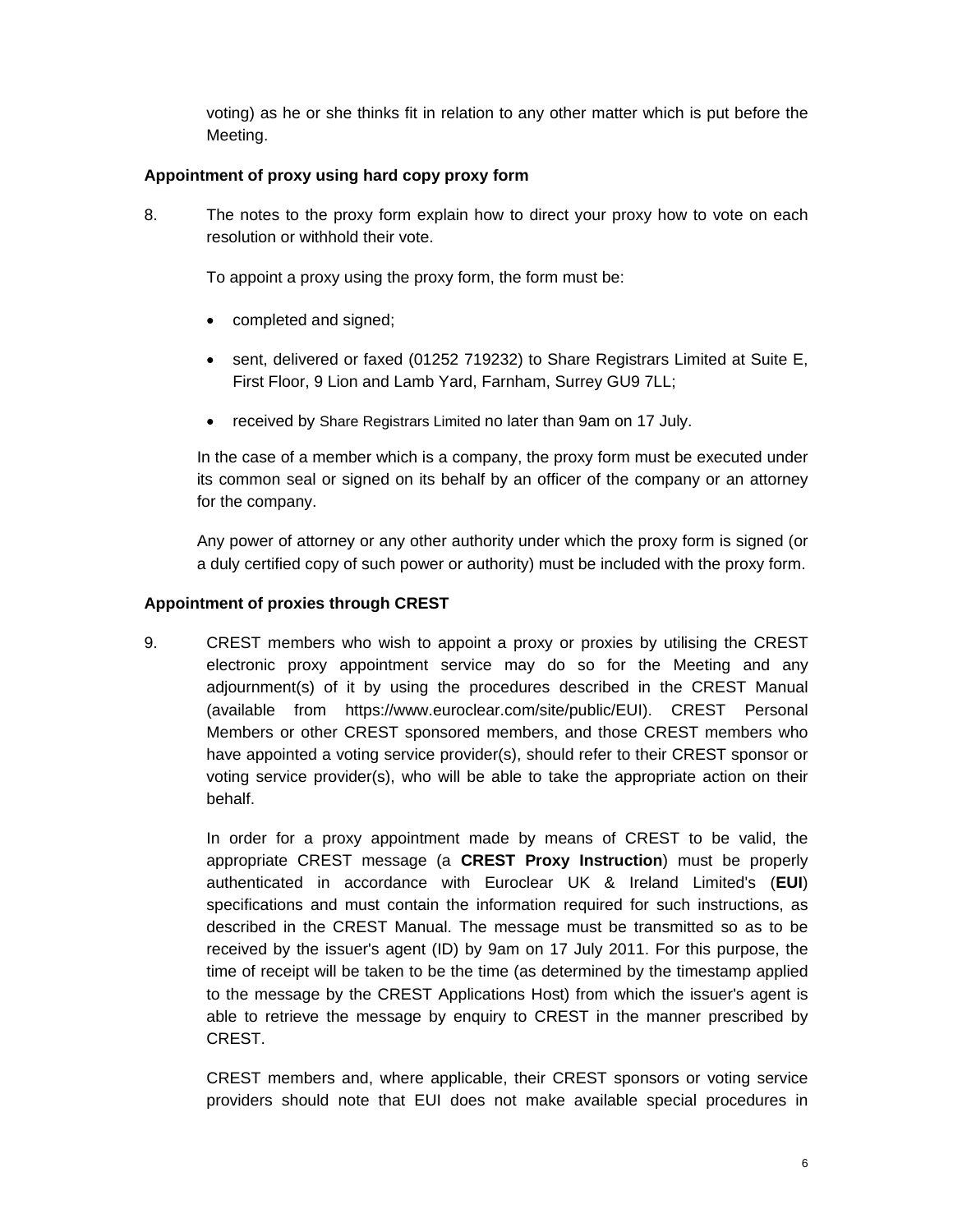voting) as he or she thinks fit in relation to any other matter which is put before the Meeting.

**Appointment of proxy using hard copy proxy form**

8. The notes to the proxy form explain how to direct your proxy how to vote on each resolution or withhold their vote.

   To appoint a proxy using the proxy form, the form must be:

   - completed and signed;
   - sent, delivered or faxed (01252 719232) to Share Registrars Limited at Suite E, First Floor, 9 Lion and Lamb Yard, Farnham, Surrey GU9 7LL;
   - received by Share Registrars Limited no later than 9am on 17 July.

   In the case of a member which is a company, the proxy form must be executed under its common seal or signed on its behalf by an officer of the company or an attorney for the company.

   Any power of attorney or any other authority under which the proxy form is signed (or a duly certified copy of such power or authority) must be included with the proxy form.

**Appointment of proxies through CREST**

9. CREST members who wish to appoint a proxy or proxies by utilising the CREST electronic proxy appointment service may do so for the Meeting and any adjournment(s) of it by using the procedures described in the CREST Manual (available from https://www.euroclear.com/site/public/EUI). CREST Personal Members or other CREST sponsored members, and those CREST members who have appointed a voting service provider(s), should refer to their CREST sponsor or voting service provider(s), who will be able to take the appropriate action on their behalf.

   In order for a proxy appointment made by means of CREST to be valid, the appropriate CREST message (a **CREST Proxy Instruction**) must be properly authenticated in accordance with Euroclear UK & Ireland Limited's (**EUI**) specifications and must contain the information required for such instructions, as described in the CREST Manual. The message must be transmitted so as to be received by the issuer's agent (ID) by 9am on 17 July 2011. For this purpose, the time of receipt will be taken to be the time (as determined by the timestamp applied to the message by the CREST Applications Host) from which the issuer's agent is able to retrieve the message by enquiry to CREST in the manner prescribed by CREST.

   CREST members and, where applicable, their CREST sponsors or voting service providers should note that EUI does not make available special procedures in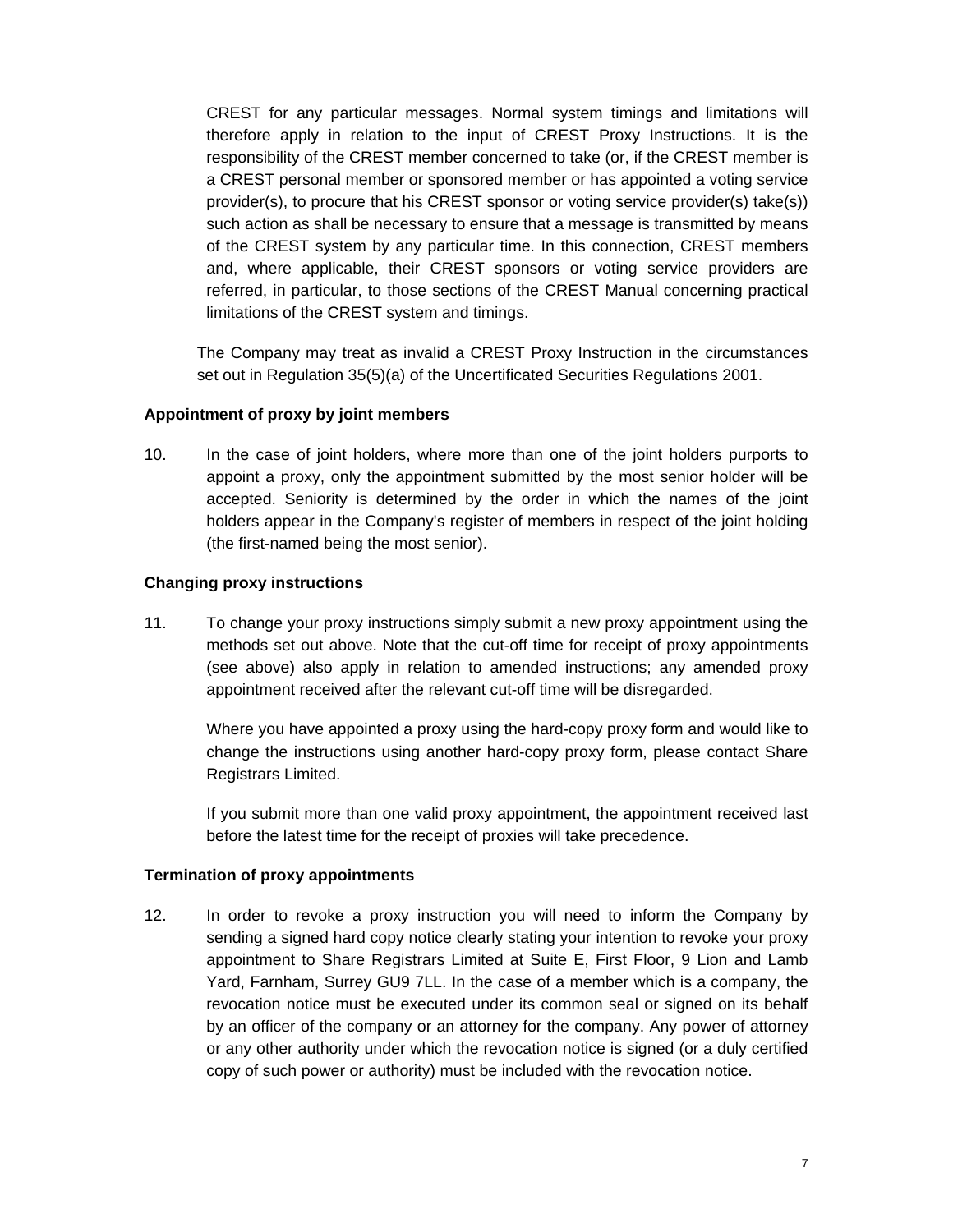CREST for any particular messages. Normal system timings and limitations will therefore apply in relation to the input of CREST Proxy Instructions. It is the responsibility of the CREST member concerned to take (or, if the CREST member is a CREST personal member or sponsored member or has appointed a voting service provider(s), to procure that his CREST sponsor or voting service provider(s) take(s)) such action as shall be necessary to ensure that a message is transmitted by means of the CREST system by any particular time. In this connection, CREST members and, where applicable, their CREST sponsors or voting service providers are referred, in particular, to those sections of the CREST Manual concerning practical limitations of the CREST system and timings.

The Company may treat as invalid a CREST Proxy Instruction in the circumstances set out in Regulation 35(5)(a) of the Uncertificated Securities Regulations 2001.

**Appointment of proxy by joint members**

10. In the case of joint holders, where more than one of the joint holders purports to appoint a proxy, only the appointment submitted by the most senior holder will be accepted. Seniority is determined by the order in which the names of the joint holders appear in the Company's register of members in respect of the joint holding (the first-named being the most senior).

**Changing proxy instructions**

11. To change your proxy instructions simply submit a new proxy appointment using the methods set out above. Note that the cut-off time for receipt of proxy appointments (see above) also apply in relation to amended instructions; any amended proxy appointment received after the relevant cut-off time will be disregarded.

    Where you have appointed a proxy using the hard-copy proxy form and would like to change the instructions using another hard-copy proxy form, please contact Share Registrars Limited.

    If you submit more than one valid proxy appointment, the appointment received last before the latest time for the receipt of proxies will take precedence.

**Termination of proxy appointments**

12. In order to revoke a proxy instruction you will need to inform the Company by sending a signed hard copy notice clearly stating your intention to revoke your proxy appointment to Share Registrars Limited at Suite E, First Floor, 9 Lion and Lamb Yard, Farnham, Surrey GU9 7LL. In the case of a member which is a company, the revocation notice must be executed under its common seal or signed on its behalf by an officer of the company or an attorney for the company. Any power of attorney or any other authority under which the revocation notice is signed (or a duly certified copy of such power or authority) must be included with the revocation notice.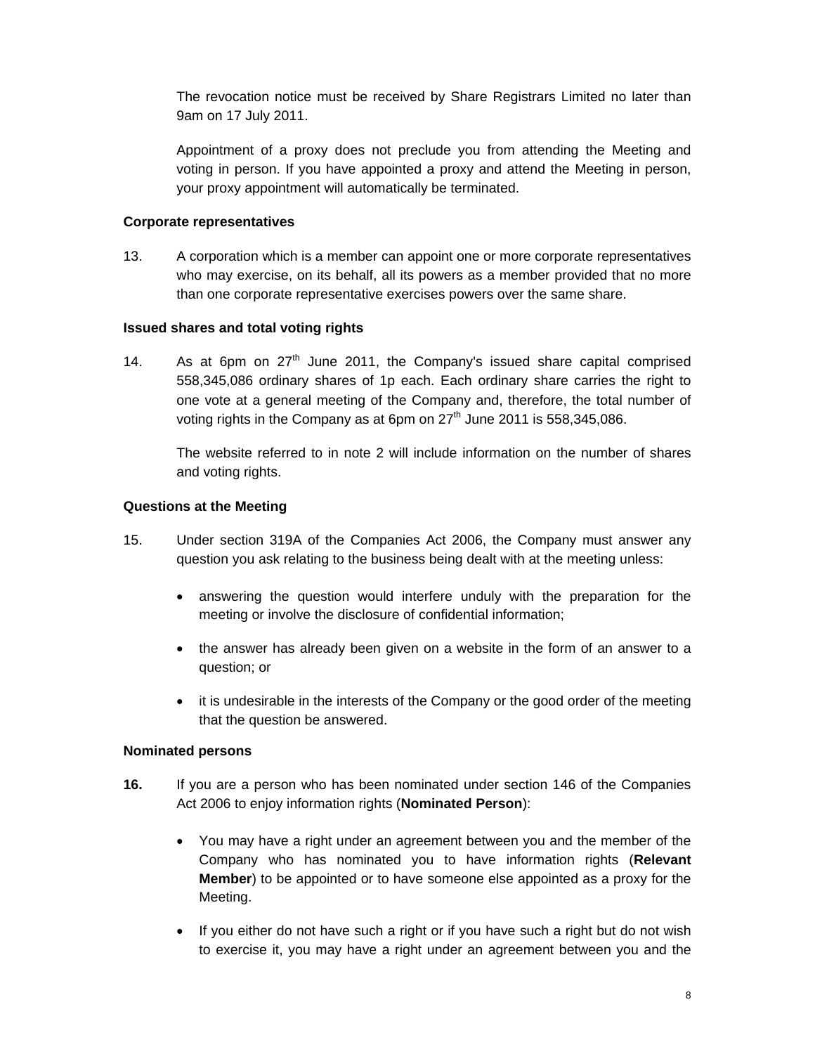The revocation notice must be received by Share Registrars Limited no later than 9am on 17 July 2011.

Appointment of a proxy does not preclude you from attending the Meeting and voting in person. If you have appointed a proxy and attend the Meeting in person, your proxy appointment will automatically be terminated.

**Corporate representatives**

13. A corporation which is a member can appoint one or more corporate representatives who may exercise, on its behalf, all its powers as a member provided that no more than one corporate representative exercises powers over the same share.

**Issued shares and total voting rights**

14. As at 6pm on 27th June 2011, the Company's issued share capital comprised 558,345,086 ordinary shares of 1p each. Each ordinary share carries the right to one vote at a general meeting of the Company and, therefore, the total number of voting rights in the Company as at 6pm on 27th June 2011 is 558,345,086.

    The website referred to in note 2 will include information on the number of shares and voting rights.

**Questions at the Meeting**

15. Under section 319A of the Companies Act 2006, the Company must answer any question you ask relating to the business being dealt with at the meeting unless:

    - answering the question would interfere unduly with the preparation for the meeting or involve the disclosure of confidential information;
    - the answer has already been given on a website in the form of an answer to a question; or
    - it is undesirable in the interests of the Company or the good order of the meeting that the question be answered.

**Nominated persons**

**16.** If you are a person who has been nominated under section 146 of the Companies Act 2006 to enjoy information rights (**Nominated Person**):

   - You may have a right under an agreement between you and the member of the Company who has nominated you to have information rights (**Relevant Member**) to be appointed or to have someone else appointed as a proxy for the Meeting.
   - If you either do not have such a right or if you have such a right but do not wish to exercise it, you may have a right under an agreement between you and the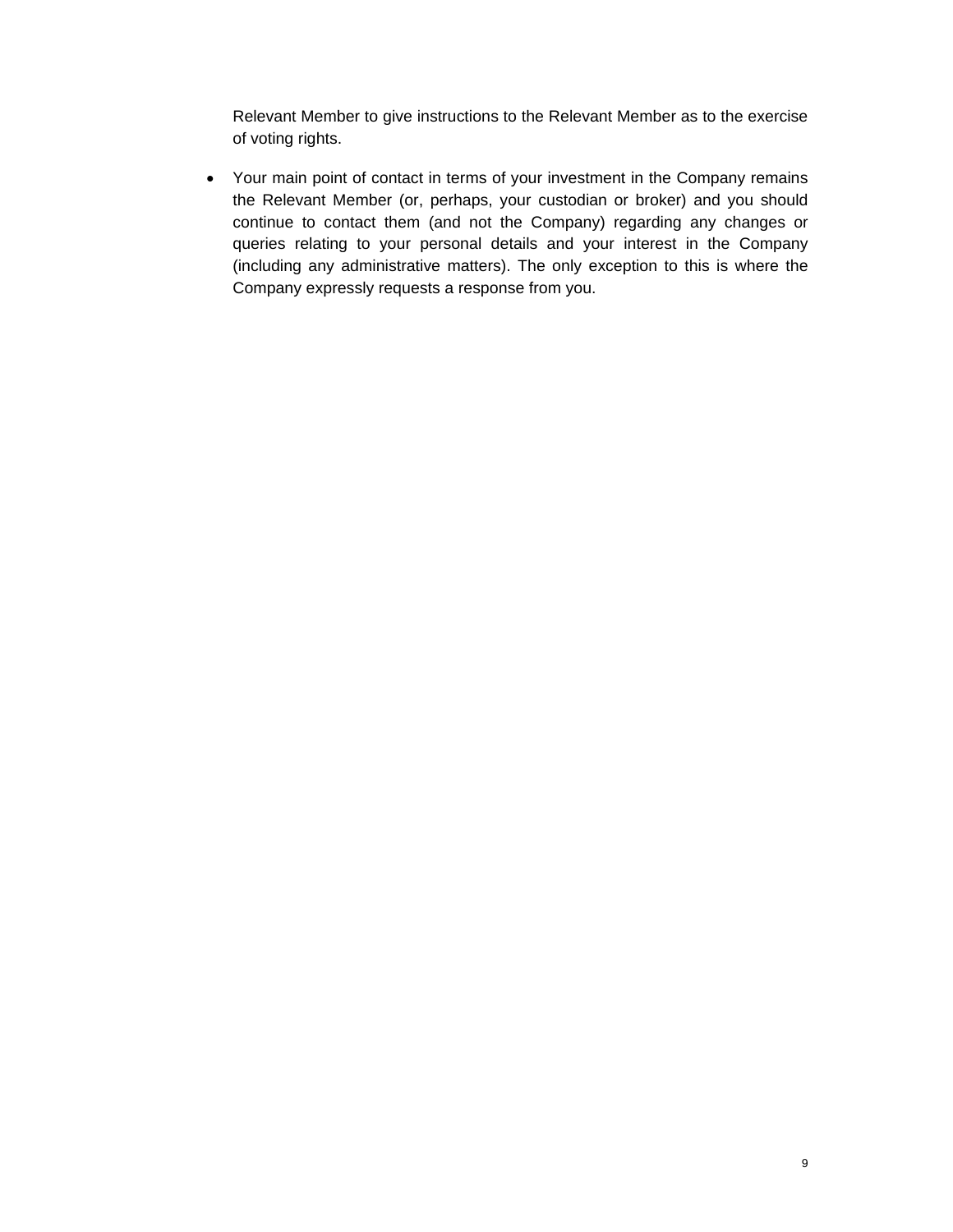Relevant Member to give instructions to the Relevant Member as to the exercise of voting rights.

- Your main point of contact in terms of your investment in the Company remains the Relevant Member (or, perhaps, your custodian or broker) and you should continue to contact them (and not the Company) regarding any changes or queries relating to your personal details and your interest in the Company (including any administrative matters). The only exception to this is where the Company expressly requests a response from you.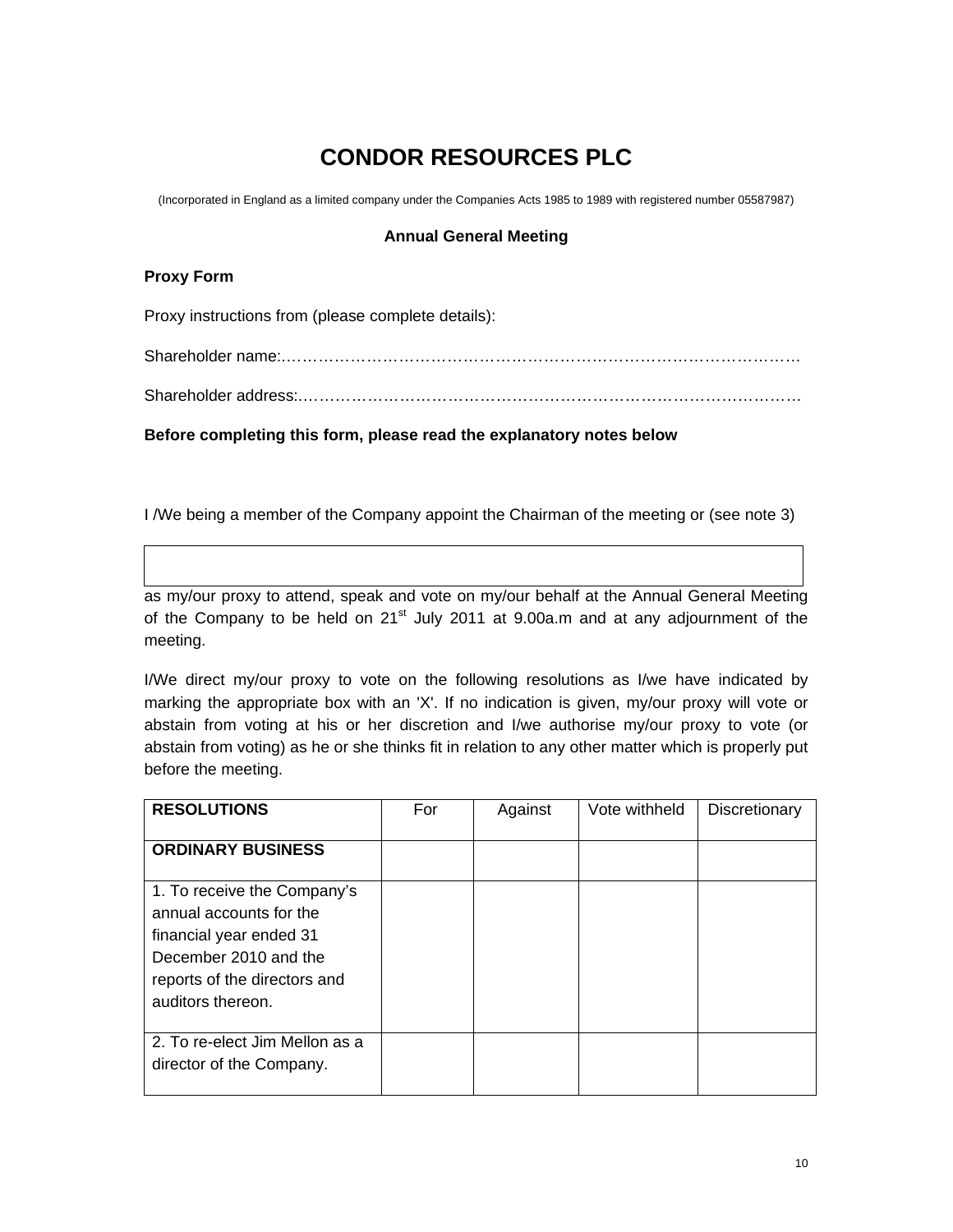# CONDOR RESOURCES PLC

(Incorporated in England as a limited company under the Companies Acts 1985 to 1989 with registered number 05587987)

### Annual General Meeting

**Proxy Form**

Proxy instructions from (please complete details):

Shareholder name:………………………………………………………………………………………

Shareholder address:……………………………………………………………………………………

**Before completing this form, please read the explanatory notes below**

I /We being a member of the Company appoint the Chairman of the meeting or (see note 3)

| |
|---|
| |

as my/our proxy to attend, speak and vote on my/our behalf at the Annual General Meeting of the Company to be held on 21st July 2011 at 9.00a.m and at any adjournment of the meeting.

I/We direct my/our proxy to vote on the following resolutions as I/we have indicated by marking the appropriate box with an 'X'. If no indication is given, my/our proxy will vote or abstain from voting at his or her discretion and I/we authorise my/our proxy to vote (or abstain from voting) as he or she thinks fit in relation to any other matter which is properly put before the meeting.

| RESOLUTIONS | For | Against | Vote withheld | Discretionary |
|---|---|---|---|---|
| **ORDINARY BUSINESS** | | | | |
| 1. To receive the Company's annual accounts for the financial year ended 31 December 2010 and the reports of the directors and auditors thereon. | | | | |
| 2. To re-elect Jim Mellon as a director of the Company. | | | | |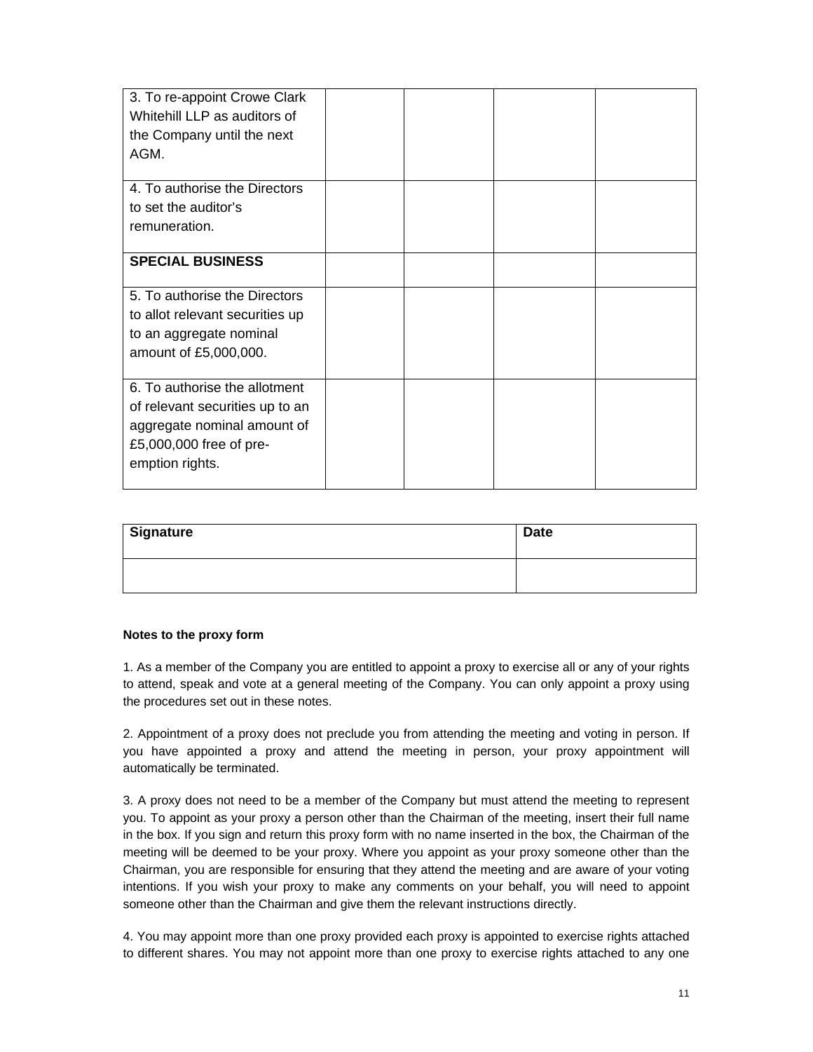| | | | | |
|---|---|---|---|---|
| 3. To re-appoint Crowe Clark Whitehill LLP as auditors of the Company until the next AGM. | | | | |
| 4. To authorise the Directors to set the auditor's remuneration. | | | | |
| **SPECIAL BUSINESS** | | | | |
| 5. To authorise the Directors to allot relevant securities up to an aggregate nominal amount of £5,000,000. | | | | |
| 6. To authorise the allotment of relevant securities up to an aggregate nominal amount of £5,000,000 free of pre-emption rights. | | | | |

| **Signature** | **Date** |
|---|---|
| | |

**Notes to the proxy form**

1. As a member of the Company you are entitled to appoint a proxy to exercise all or any of your rights to attend, speak and vote at a general meeting of the Company. You can only appoint a proxy using the procedures set out in these notes.

2. Appointment of a proxy does not preclude you from attending the meeting and voting in person. If you have appointed a proxy and attend the meeting in person, your proxy appointment will automatically be terminated.

3. A proxy does not need to be a member of the Company but must attend the meeting to represent you. To appoint as your proxy a person other than the Chairman of the meeting, insert their full name in the box. If you sign and return this proxy form with no name inserted in the box, the Chairman of the meeting will be deemed to be your proxy. Where you appoint as your proxy someone other than the Chairman, you are responsible for ensuring that they attend the meeting and are aware of your voting intentions. If you wish your proxy to make any comments on your behalf, you will need to appoint someone other than the Chairman and give them the relevant instructions directly.

4. You may appoint more than one proxy provided each proxy is appointed to exercise rights attached to different shares. You may not appoint more than one proxy to exercise rights attached to any one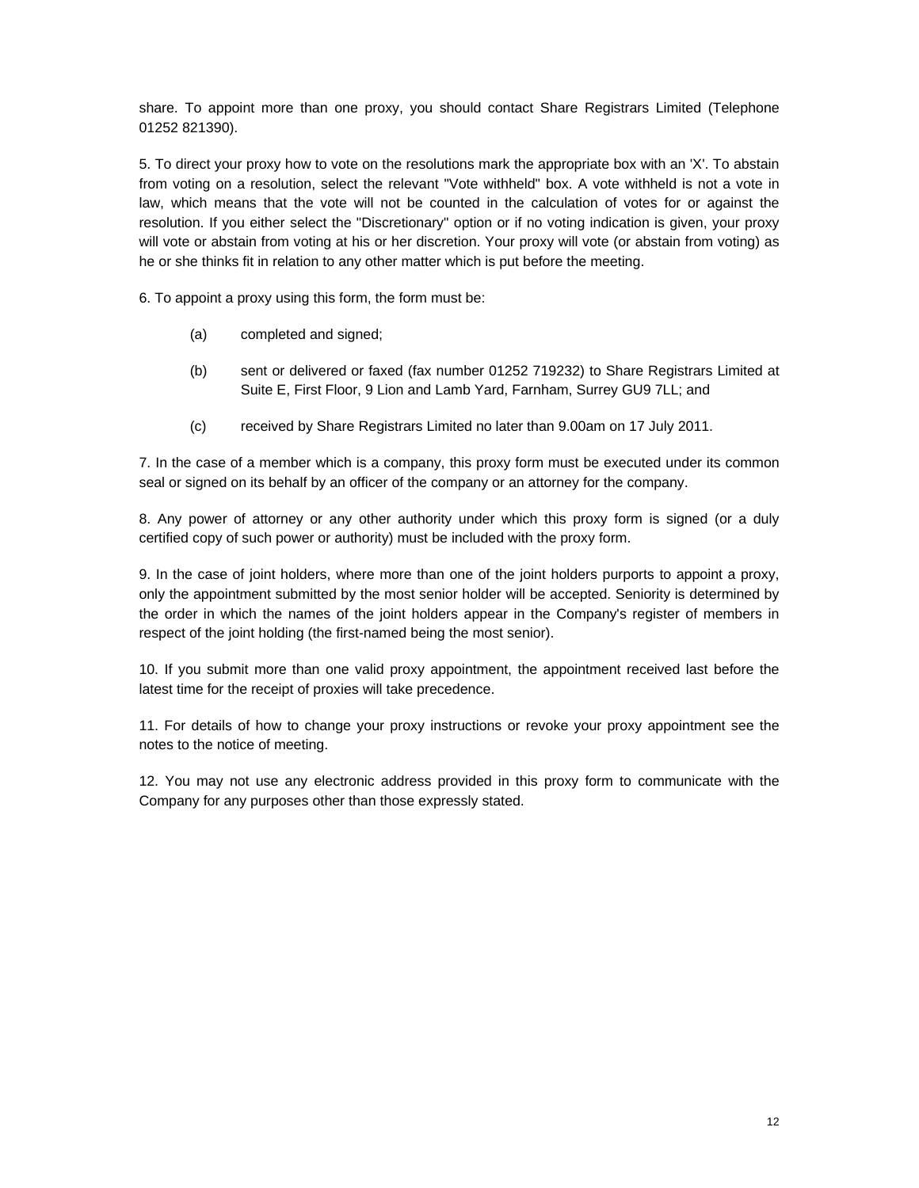share. To appoint more than one proxy, you should contact Share Registrars Limited (Telephone 01252 821390).

5. To direct your proxy how to vote on the resolutions mark the appropriate box with an 'X'. To abstain from voting on a resolution, select the relevant "Vote withheld" box. A vote withheld is not a vote in law, which means that the vote will not be counted in the calculation of votes for or against the resolution. If you either select the "Discretionary" option or if no voting indication is given, your proxy will vote or abstain from voting at his or her discretion. Your proxy will vote (or abstain from voting) as he or she thinks fit in relation to any other matter which is put before the meeting.

6. To appoint a proxy using this form, the form must be:

(a) completed and signed;

(b) sent or delivered or faxed (fax number 01252 719232) to Share Registrars Limited at Suite E, First Floor, 9 Lion and Lamb Yard, Farnham, Surrey GU9 7LL; and

(c) received by Share Registrars Limited no later than 9.00am on 17 July 2011.

7. In the case of a member which is a company, this proxy form must be executed under its common seal or signed on its behalf by an officer of the company or an attorney for the company.

8. Any power of attorney or any other authority under which this proxy form is signed (or a duly certified copy of such power or authority) must be included with the proxy form.

9. In the case of joint holders, where more than one of the joint holders purports to appoint a proxy, only the appointment submitted by the most senior holder will be accepted. Seniority is determined by the order in which the names of the joint holders appear in the Company's register of members in respect of the joint holding (the first-named being the most senior).

10. If you submit more than one valid proxy appointment, the appointment received last before the latest time for the receipt of proxies will take precedence.

11. For details of how to change your proxy instructions or revoke your proxy appointment see the notes to the notice of meeting.

12. You may not use any electronic address provided in this proxy form to communicate with the Company for any purposes other than those expressly stated.